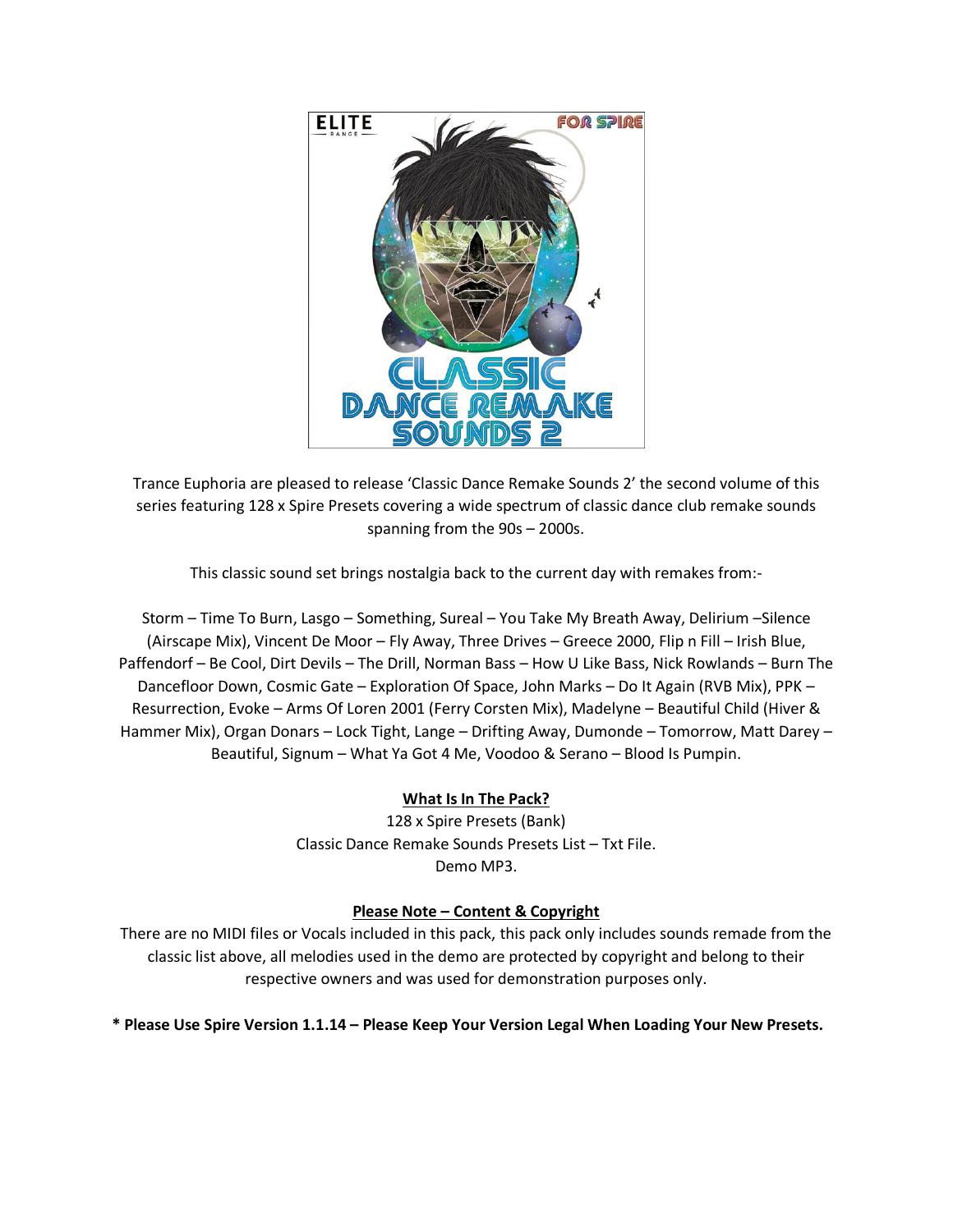Trance Euphoria are pleased to release 'Classic Dance Remake Sounds 2' the second volume of this series featuring 128 x Spire Presets covering a wide spectrum of classic dance club remake sounds spanning from the 90s – 2000s.

This classic sound set brings nostalgia back to the current day with remakes from:-

Storm – Time To Burn, Lasgo – Something, Sureal – You Take My Breath Away, Delirium –Silence (Airscape Mix), Vincent De Moor – Fly Away, Three Drives – Greece 2000, Flip n Fill – Irish Blue, Paffendorf – Be Cool, Dirt Devils – The Drill, Norman Bass – How U Like Bass, Nick Rowlands – Burn The Dancefloor Down, Cosmic Gate – Exploration Of Space, John Marks – Do It Again (RVB Mix), PPK – Resurrection, Evoke – Arms Of Loren 2001 (Ferry Corsten Mix), Madelyne – Beautiful Child (Hiver & Hammer Mix), Organ Donars – Lock Tight, Lange – Drifting Away, Dumonde – Tomorrow, Matt Darey – Beautiful, Signum – What Ya Got 4 Me, Voodoo & Serano – Blood Is Pumpin.

**What Is In The Pack?**

128 x Spire Presets (Bank)
Classic Dance Remake Sounds Presets List – Txt File.
Demo MP3.

**Please Note – Content & Copyright**

There are no MIDI files or Vocals included in this pack, this pack only includes sounds remade from the classic list above, all melodies used in the demo are protected by copyright and belong to their respective owners and was used for demonstration purposes only.

**\* Please Use Spire Version 1.1.14 – Please Keep Your Version Legal When Loading Your New Presets.**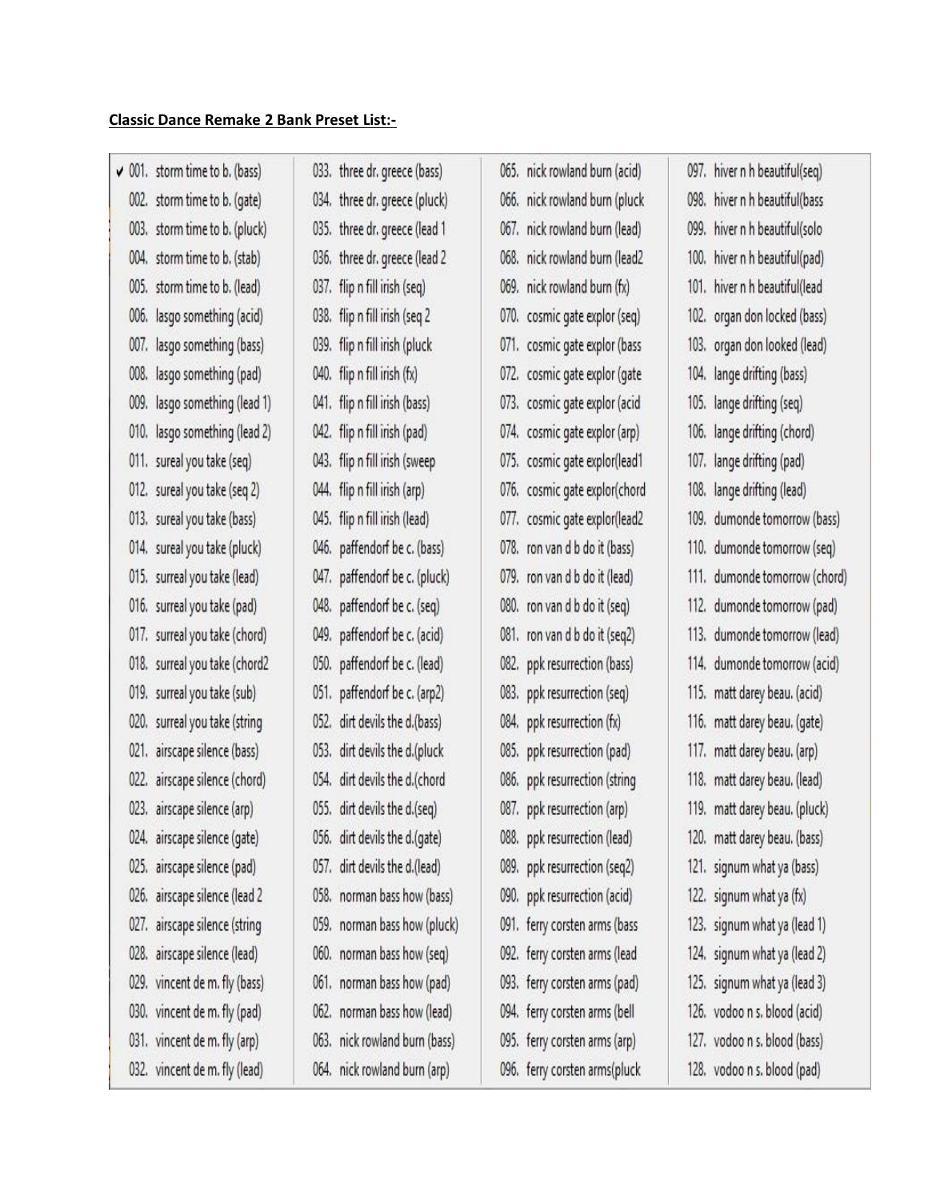**Classic Dance Remake 2 Bank Preset List:-**

| | | | |
|---|---|---|---|
| ✔ 001. storm time to b. (bass) | 033. three dr. greece (bass) | 065. nick rowland burn (acid) | 097. hiver n h beautiful(seq) |
| 002. storm time to b. (gate) | 034. three dr. greece (pluck) | 066. nick rowland burn (pluck | 098. hiver n h beautiful(bass |
| 003. storm time to b. (pluck) | 035. three dr. greece (lead 1 | 067. nick rowland burn (lead) | 099. hiver n h beautiful(solo |
| 004. storm time to b. (stab) | 036. three dr. greece (lead 2 | 068. nick rowland burn (lead2 | 100. hiver n h beautiful(pad) |
| 005. storm time to b. (lead) | 037. flip n fill irish (seq) | 069. nick rowland burn (fx) | 101. hiver n h beautiful(lead |
| 006. lasgo something (acid) | 038. flip n fill irish (seq 2 | 070. cosmic gate explor (seq) | 102. organ don locked (bass) |
| 007. lasgo something (bass) | 039. flip n fill irish (pluck | 071. cosmic gate explor (bass | 103. organ don looked (lead) |
| 008. lasgo something (pad) | 040. flip n fill irish (fx) | 072. cosmic gate explor (gate | 104. lange drifting (bass) |
| 009. lasgo something (lead 1) | 041. flip n fill irish (bass) | 073. cosmic gate explor (acid | 105. lange drifting (seq) |
| 010. lasgo something (lead 2) | 042. flip n fill irish (pad) | 074. cosmic gate explor (arp) | 106. lange drifting (chord) |
| 011. sureal you take (seq) | 043. flip n fill irish (sweep | 075. cosmic gate explor(lead1 | 107. lange drifting (pad) |
| 012. sureal you take (seq 2) | 044. flip n fill irish (arp) | 076. cosmic gate explor(chord | 108. lange drifting (lead) |
| 013. sureal you take (bass) | 045. flip n fill irish (lead) | 077. cosmic gate explor(lead2 | 109. dumonde tomorrow (bass) |
| 014. sureal you take (pluck) | 046. paffendorf be c. (bass) | 078. ron van d b do it (bass) | 110. dumonde tomorrow (seq) |
| 015. surreal you take (lead) | 047. paffendorf be c. (pluck) | 079. ron van d b do it (lead) | 111. dumonde tomorrow (chord) |
| 016. surreal you take (pad) | 048. paffendorf be c. (seq) | 080. ron van d b do it (seq) | 112. dumonde tomorrow (pad) |
| 017. surreal you take (chord) | 049. paffendorf be c. (acid) | 081. ron van d b do it (seq2) | 113. dumonde tomorrow (lead) |
| 018. surreal you take (chord2 | 050. paffendorf be c. (lead) | 082. ppk resurrection (bass) | 114. dumonde tomorrow (acid) |
| 019. surreal you take (sub) | 051. paffendorf be c. (arp2) | 083. ppk resurrection (seq) | 115. matt darey beau. (acid) |
| 020. surreal you take (string | 052. dirt devils the d.(bass) | 084. ppk resurrection (fx) | 116. matt darey beau. (gate) |
| 021. airscape silence (bass) | 053. dirt devils the d.(pluck | 085. ppk resurrection (pad) | 117. matt darey beau. (arp) |
| 022. airscape silence (chord) | 054. dirt devils the d.(chord | 086. ppk resurrection (string | 118. matt darey beau. (lead) |
| 023. airscape silence (arp) | 055. dirt devils the d.(seq) | 087. ppk resurrection (arp) | 119. matt darey beau. (pluck) |
| 024. airscape silence (gate) | 056. dirt devils the d.(gate) | 088. ppk resurrection (lead) | 120. matt darey beau. (bass) |
| 025. airscape silence (pad) | 057. dirt devils the d.(lead) | 089. ppk resurrection (seq2) | 121. signum what ya (bass) |
| 026. airscape silence (lead 2 | 058. norman bass how (bass) | 090. ppk resurrection (acid) | 122. signum what ya (fx) |
| 027. airscape silence (string | 059. norman bass how (pluck) | 091. ferry corsten arms (bass | 123. signum what ya (lead 1) |
| 028. airscape silence (lead) | 060. norman bass how (seq) | 092. ferry corsten arms (lead | 124. signum what ya (lead 2) |
| 029. vincent de m. fly (bass) | 061. norman bass how (pad) | 093. ferry corsten arms (pad) | 125. signum what ya (lead 3) |
| 030. vincent de m. fly (pad) | 062. norman bass how (lead) | 094. ferry corsten arms (bell | 126. vodoo n s. blood (acid) |
| 031. vincent de m. fly (arp) | 063. nick rowland burn (bass) | 095. ferry corsten arms (arp) | 127. vodoo n s. blood (bass) |
| 032. vincent de m. fly (lead) | 064. nick rowland burn (arp) | 096. ferry corsten arms(pluck | 128. vodoo n s. blood (pad) |